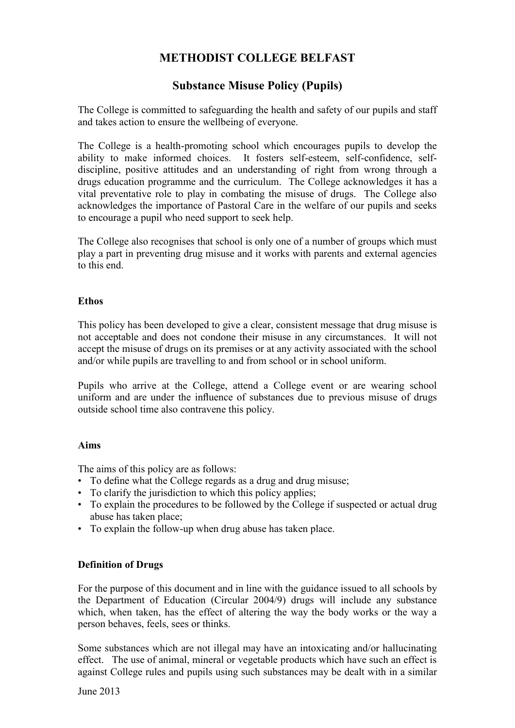# METHODIST COLLEGE BELFAST

## Substance Misuse Policy (Pupils)

The College is committed to safeguarding the health and safety of our pupils and staff and takes action to ensure the wellbeing of everyone.

The College is a health-promoting school which encourages pupils to develop the ability to make informed choices. It fosters self-esteem, self-confidence, self-discipline, positive attitudes and an understanding of right from wrong through a drugs education programme and the curriculum. The College acknowledges it has a vital preventative role to play in combating the misuse of drugs. The College also acknowledges the importance of Pastoral Care in the welfare of our pupils and seeks to encourage a pupil who need support to seek help.

The College also recognises that school is only one of a number of groups which must play a part in preventing drug misuse and it works with parents and external agencies to this end.

### Ethos

This policy has been developed to give a clear, consistent message that drug misuse is not acceptable and does not condone their misuse in any circumstances. It will not accept the misuse of drugs on its premises or at any activity associated with the school and/or while pupils are travelling to and from school or in school uniform.

Pupils who arrive at the College, attend a College event or are wearing school uniform and are under the influence of substances due to previous misuse of drugs outside school time also contravene this policy.

### Aims

The aims of this policy are as follows:

- To define what the College regards as a drug and drug misuse;
- To clarify the jurisdiction to which this policy applies;
- To explain the procedures to be followed by the College if suspected or actual drug abuse has taken place;
- To explain the follow-up when drug abuse has taken place.

### Definition of Drugs

For the purpose of this document and in line with the guidance issued to all schools by the Department of Education (Circular 2004/9) drugs will include any substance which, when taken, has the effect of altering the way the body works or the way a person behaves, feels, sees or thinks.

Some substances which are not illegal may have an intoxicating and/or hallucinating effect. The use of animal, mineral or vegetable products which have such an effect is against College rules and pupils using such substances may be dealt with in a similar

June 2013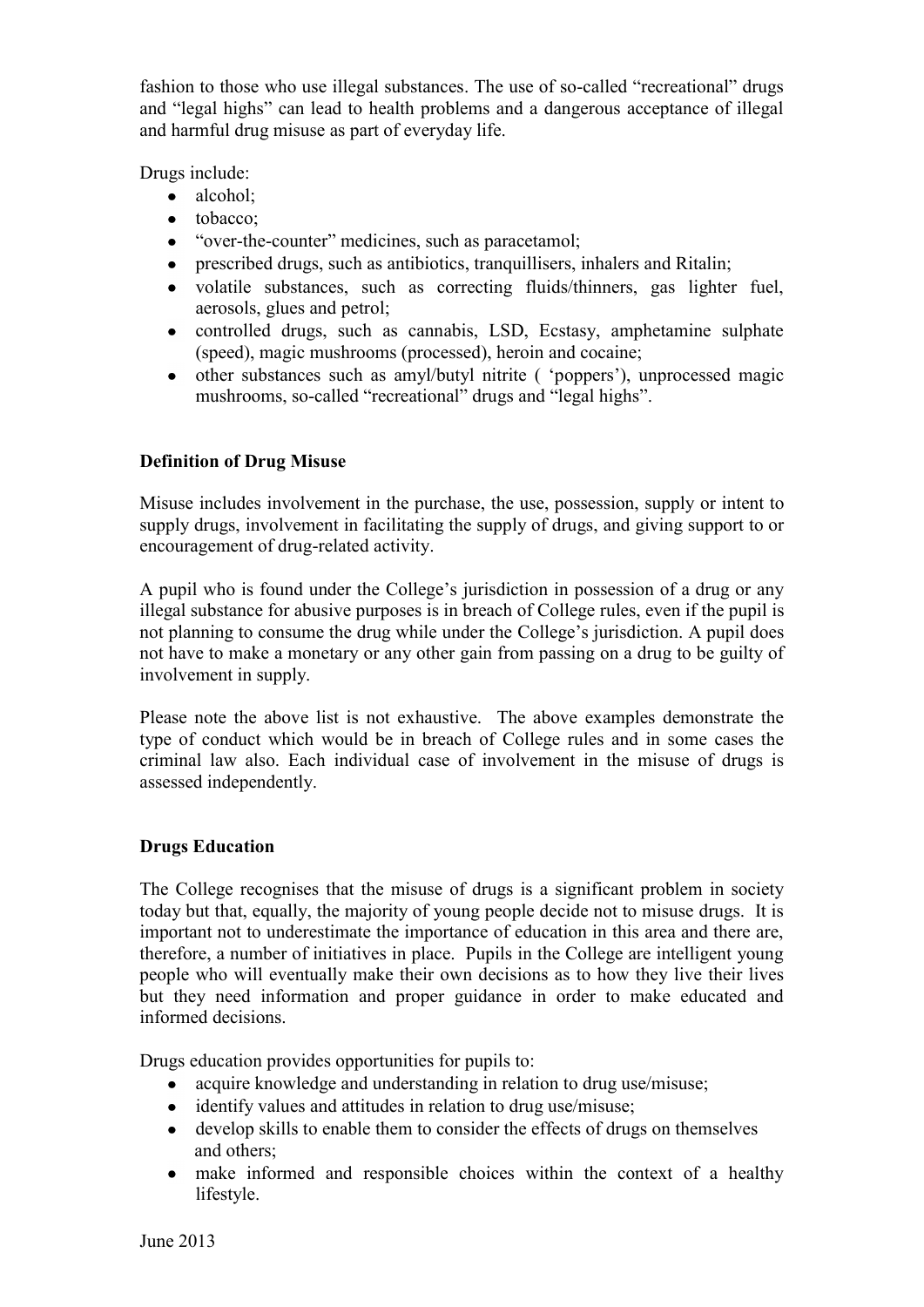fashion to those who use illegal substances. The use of so-called "recreational" drugs and "legal highs" can lead to health problems and a dangerous acceptance of illegal and harmful drug misuse as part of everyday life.

Drugs include:

- alcohol;
- tobacco;
- "over-the-counter" medicines, such as paracetamol;
- prescribed drugs, such as antibiotics, tranquillisers, inhalers and Ritalin;
- volatile substances, such as correcting fluids/thinners, gas lighter fuel, aerosols, glues and petrol;
- controlled drugs, such as cannabis, LSD, Ecstasy, amphetamine sulphate (speed), magic mushrooms (processed), heroin and cocaine;
- other substances such as amyl/butyl nitrite ( 'poppers'), unprocessed magic mushrooms, so-called "recreational" drugs and "legal highs".

**Definition of Drug Misuse**

Misuse includes involvement in the purchase, the use, possession, supply or intent to supply drugs, involvement in facilitating the supply of drugs, and giving support to or encouragement of drug-related activity.

A pupil who is found under the College's jurisdiction in possession of a drug or any illegal substance for abusive purposes is in breach of College rules, even if the pupil is not planning to consume the drug while under the College's jurisdiction. A pupil does not have to make a monetary or any other gain from passing on a drug to be guilty of involvement in supply.

Please note the above list is not exhaustive. The above examples demonstrate the type of conduct which would be in breach of College rules and in some cases the criminal law also. Each individual case of involvement in the misuse of drugs is assessed independently.

**Drugs Education**

The College recognises that the misuse of drugs is a significant problem in society today but that, equally, the majority of young people decide not to misuse drugs. It is important not to underestimate the importance of education in this area and there are, therefore, a number of initiatives in place. Pupils in the College are intelligent young people who will eventually make their own decisions as to how they live their lives but they need information and proper guidance in order to make educated and informed decisions.

Drugs education provides opportunities for pupils to:

- acquire knowledge and understanding in relation to drug use/misuse;
- identify values and attitudes in relation to drug use/misuse;
- develop skills to enable them to consider the effects of drugs on themselves and others;
- make informed and responsible choices within the context of a healthy lifestyle.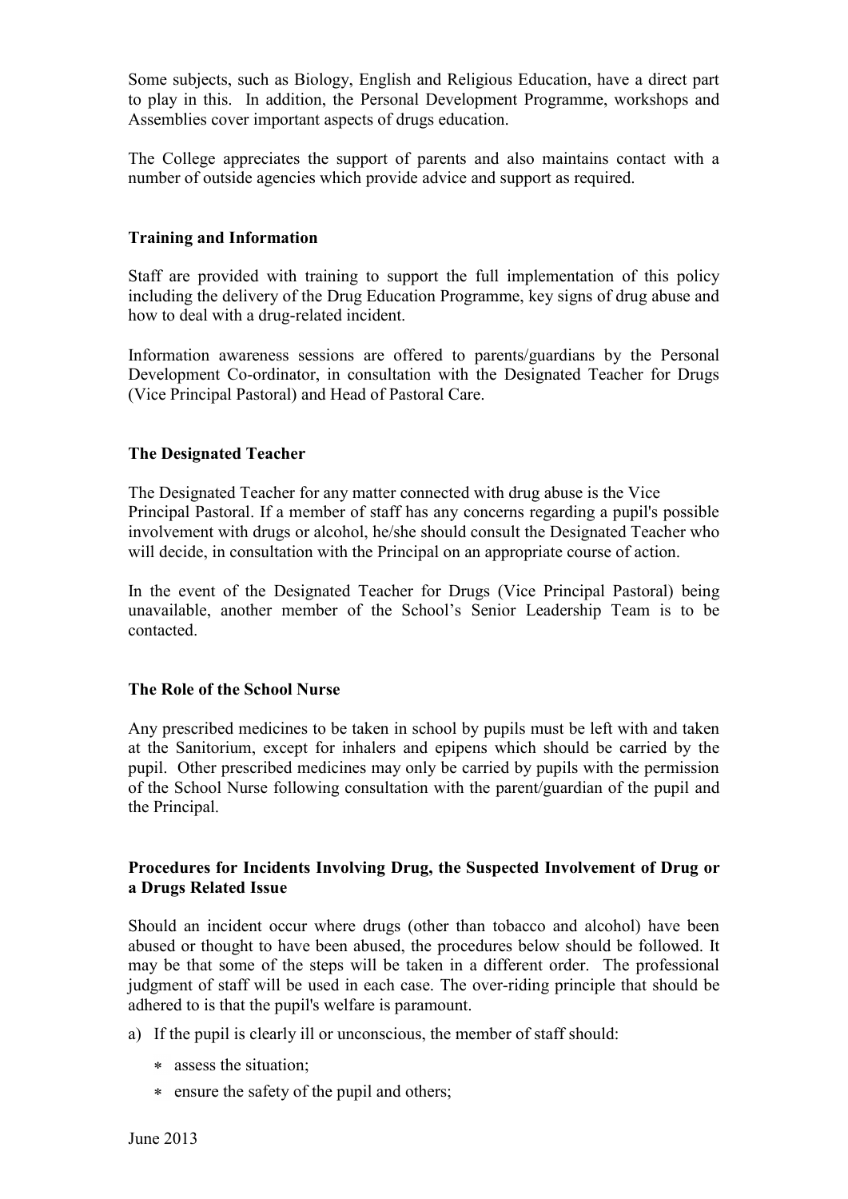Some subjects, such as Biology, English and Religious Education, have a direct part to play in this. In addition, the Personal Development Programme, workshops and Assemblies cover important aspects of drugs education.

The College appreciates the support of parents and also maintains contact with a number of outside agencies which provide advice and support as required.

**Training and Information**

Staff are provided with training to support the full implementation of this policy including the delivery of the Drug Education Programme, key signs of drug abuse and how to deal with a drug-related incident.

Information awareness sessions are offered to parents/guardians by the Personal Development Co-ordinator, in consultation with the Designated Teacher for Drugs (Vice Principal Pastoral) and Head of Pastoral Care.

**The Designated Teacher**

The Designated Teacher for any matter connected with drug abuse is the Vice Principal Pastoral. If a member of staff has any concerns regarding a pupil's possible involvement with drugs or alcohol, he/she should consult the Designated Teacher who will decide, in consultation with the Principal on an appropriate course of action.

In the event of the Designated Teacher for Drugs (Vice Principal Pastoral) being unavailable, another member of the School's Senior Leadership Team is to be contacted.

**The Role of the School Nurse**

Any prescribed medicines to be taken in school by pupils must be left with and taken at the Sanitorium, except for inhalers and epipens which should be carried by the pupil. Other prescribed medicines may only be carried by pupils with the permission of the School Nurse following consultation with the parent/guardian of the pupil and the Principal.

**Procedures for Incidents Involving Drug, the Suspected Involvement of Drug or a Drugs Related Issue**

Should an incident occur where drugs (other than tobacco and alcohol) have been abused or thought to have been abused, the procedures below should be followed. It may be that some of the steps will be taken in a different order. The professional judgment of staff will be used in each case. The over-riding principle that should be adhered to is that the pupil's welfare is paramount.

a) If the pupil is clearly ill or unconscious, the member of staff should:

   * assess the situation;
   * ensure the safety of the pupil and others;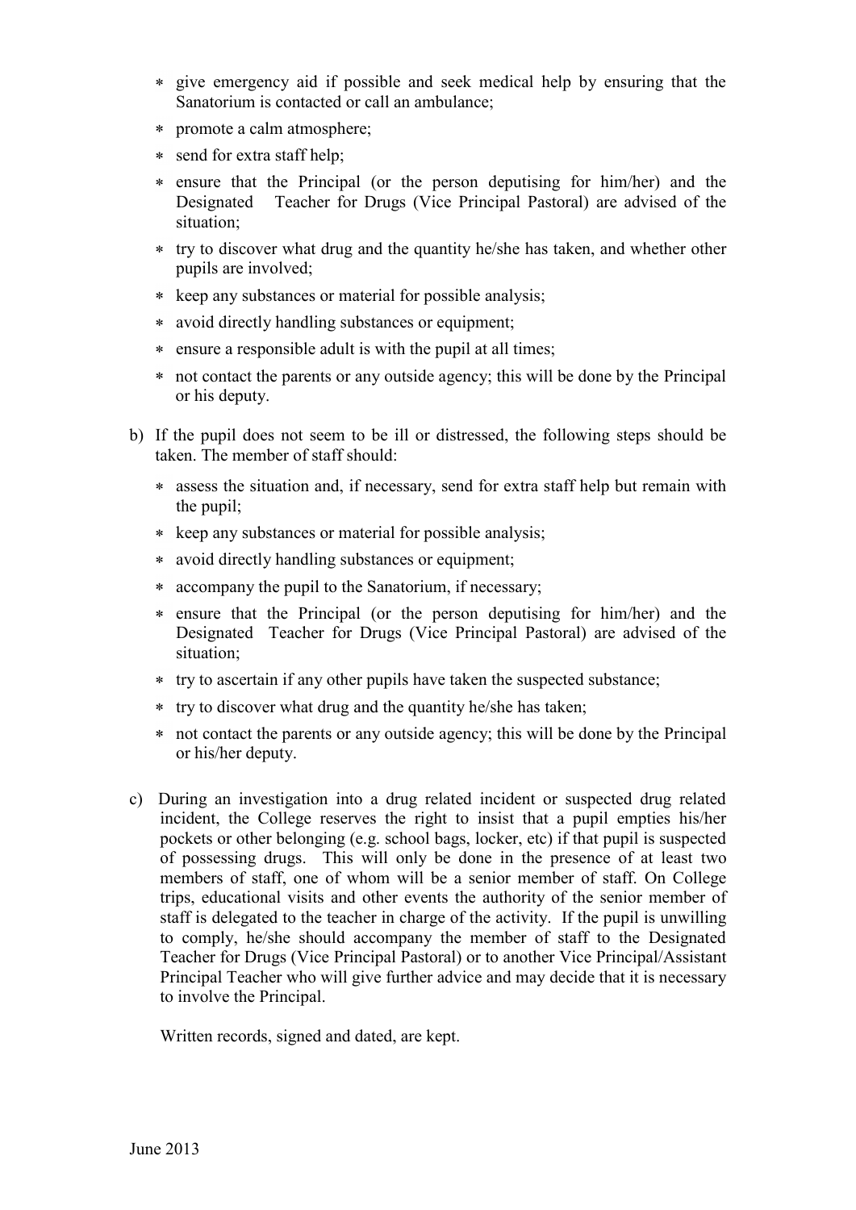- give emergency aid if possible and seek medical help by ensuring that the Sanatorium is contacted or call an ambulance;
- promote a calm atmosphere;
- send for extra staff help;
- ensure that the Principal (or the person deputising for him/her) and the Designated Teacher for Drugs (Vice Principal Pastoral) are advised of the situation;
- try to discover what drug and the quantity he/she has taken, and whether other pupils are involved;
- keep any substances or material for possible analysis;
- avoid directly handling substances or equipment;
- ensure a responsible adult is with the pupil at all times;
- not contact the parents or any outside agency; this will be done by the Principal or his deputy.

b) If the pupil does not seem to be ill or distressed, the following steps should be taken. The member of staff should:

- assess the situation and, if necessary, send for extra staff help but remain with the pupil;
- keep any substances or material for possible analysis;
- avoid directly handling substances or equipment;
- accompany the pupil to the Sanatorium, if necessary;
- ensure that the Principal (or the person deputising for him/her) and the Designated Teacher for Drugs (Vice Principal Pastoral) are advised of the situation;
- try to ascertain if any other pupils have taken the suspected substance;
- try to discover what drug and the quantity he/she has taken;
- not contact the parents or any outside agency; this will be done by the Principal or his/her deputy.

c) During an investigation into a drug related incident or suspected drug related incident, the College reserves the right to insist that a pupil empties his/her pockets or other belonging (e.g. school bags, locker, etc) if that pupil is suspected of possessing drugs. This will only be done in the presence of at least two members of staff, one of whom will be a senior member of staff. On College trips, educational visits and other events the authority of the senior member of staff is delegated to the teacher in charge of the activity. If the pupil is unwilling to comply, he/she should accompany the member of staff to the Designated Teacher for Drugs (Vice Principal Pastoral) or to another Vice Principal/Assistant Principal Teacher who will give further advice and may decide that it is necessary to involve the Principal.

Written records, signed and dated, are kept.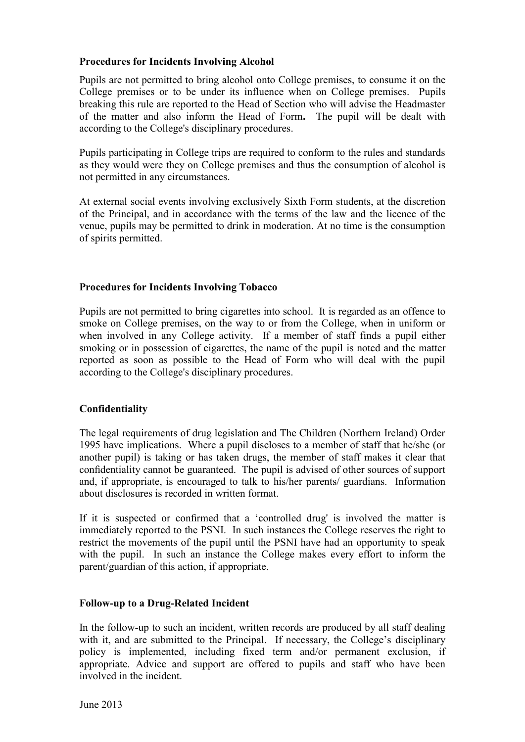**Procedures for Incidents Involving Alcohol**

Pupils are not permitted to bring alcohol onto College premises, to consume it on the College premises or to be under its influence when on College premises. Pupils breaking this rule are reported to the Head of Section who will advise the Headmaster of the matter and also inform the Head of Form**.** The pupil will be dealt with according to the College's disciplinary procedures.

Pupils participating in College trips are required to conform to the rules and standards as they would were they on College premises and thus the consumption of alcohol is not permitted in any circumstances.

At external social events involving exclusively Sixth Form students, at the discretion of the Principal, and in accordance with the terms of the law and the licence of the venue, pupils may be permitted to drink in moderation. At no time is the consumption of spirits permitted.

**Procedures for Incidents Involving Tobacco**

Pupils are not permitted to bring cigarettes into school. It is regarded as an offence to smoke on College premises, on the way to or from the College, when in uniform or when involved in any College activity. If a member of staff finds a pupil either smoking or in possession of cigarettes, the name of the pupil is noted and the matter reported as soon as possible to the Head of Form who will deal with the pupil according to the College's disciplinary procedures.

**Confidentiality**

The legal requirements of drug legislation and The Children (Northern Ireland) Order 1995 have implications. Where a pupil discloses to a member of staff that he/she (or another pupil) is taking or has taken drugs, the member of staff makes it clear that confidentiality cannot be guaranteed. The pupil is advised of other sources of support and, if appropriate, is encouraged to talk to his/her parents/ guardians. Information about disclosures is recorded in written format.

If it is suspected or confirmed that a 'controlled drug' is involved the matter is immediately reported to the PSNI. In such instances the College reserves the right to restrict the movements of the pupil until the PSNI have had an opportunity to speak with the pupil. In such an instance the College makes every effort to inform the parent/guardian of this action, if appropriate.

**Follow-up to a Drug-Related Incident**

In the follow-up to such an incident, written records are produced by all staff dealing with it, and are submitted to the Principal. If necessary, the College's disciplinary policy is implemented, including fixed term and/or permanent exclusion, if appropriate. Advice and support are offered to pupils and staff who have been involved in the incident.

June 2013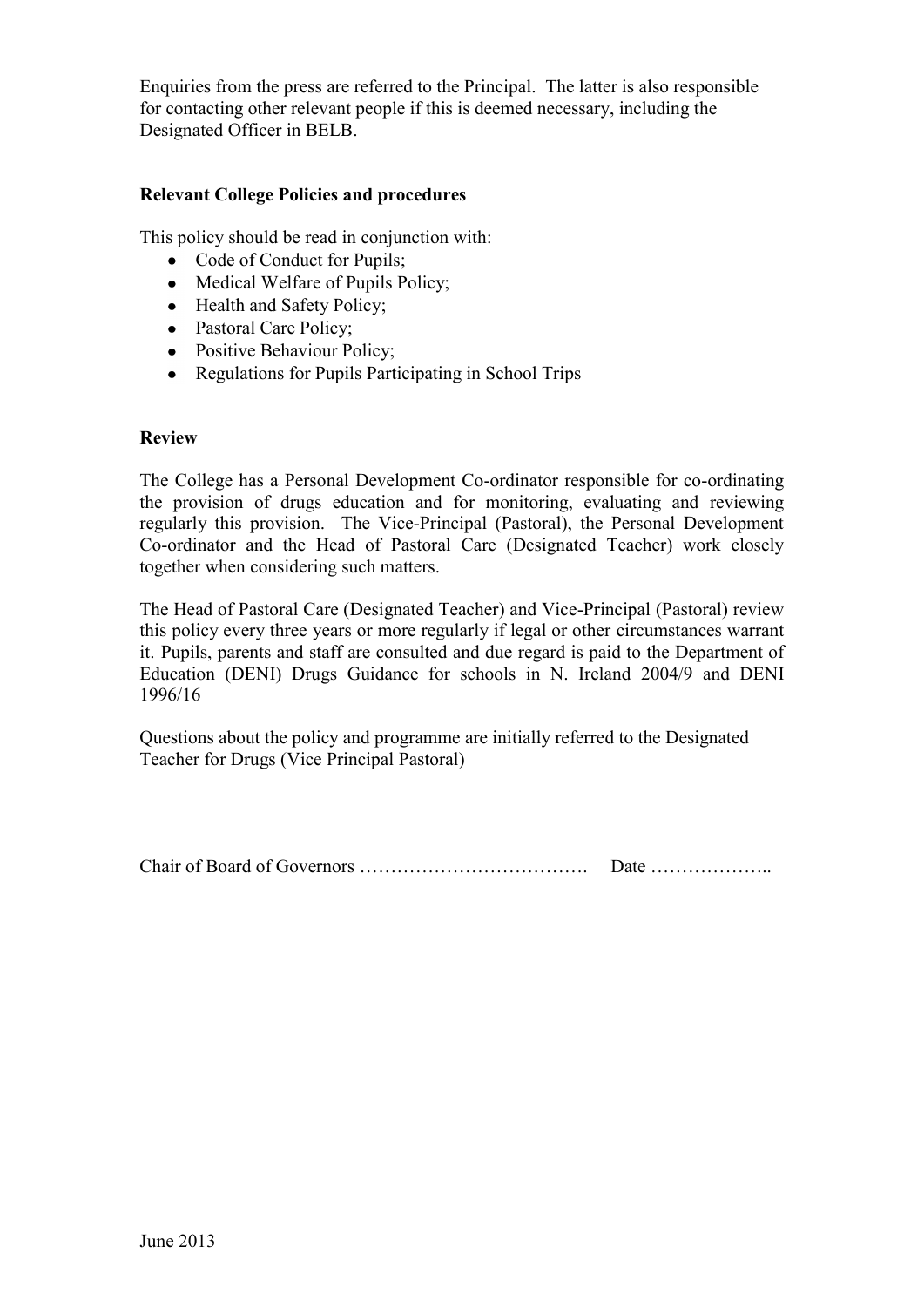Enquiries from the press are referred to the Principal. The latter is also responsible for contacting other relevant people if this is deemed necessary, including the Designated Officer in BELB.

**Relevant College Policies and procedures**

This policy should be read in conjunction with:

- Code of Conduct for Pupils;
- Medical Welfare of Pupils Policy;
- Health and Safety Policy;
- Pastoral Care Policy;
- Positive Behaviour Policy;
- Regulations for Pupils Participating in School Trips

**Review**

The College has a Personal Development Co-ordinator responsible for co-ordinating the provision of drugs education and for monitoring, evaluating and reviewing regularly this provision. The Vice-Principal (Pastoral), the Personal Development Co-ordinator and the Head of Pastoral Care (Designated Teacher) work closely together when considering such matters.

The Head of Pastoral Care (Designated Teacher) and Vice-Principal (Pastoral) review this policy every three years or more regularly if legal or other circumstances warrant it. Pupils, parents and staff are consulted and due regard is paid to the Department of Education (DENI) Drugs Guidance for schools in N. Ireland 2004/9 and DENI 1996/16

Questions about the policy and programme are initially referred to the Designated Teacher for Drugs (Vice Principal Pastoral)

Chair of Board of Governors ………………………………. Date ………………..

June 2013